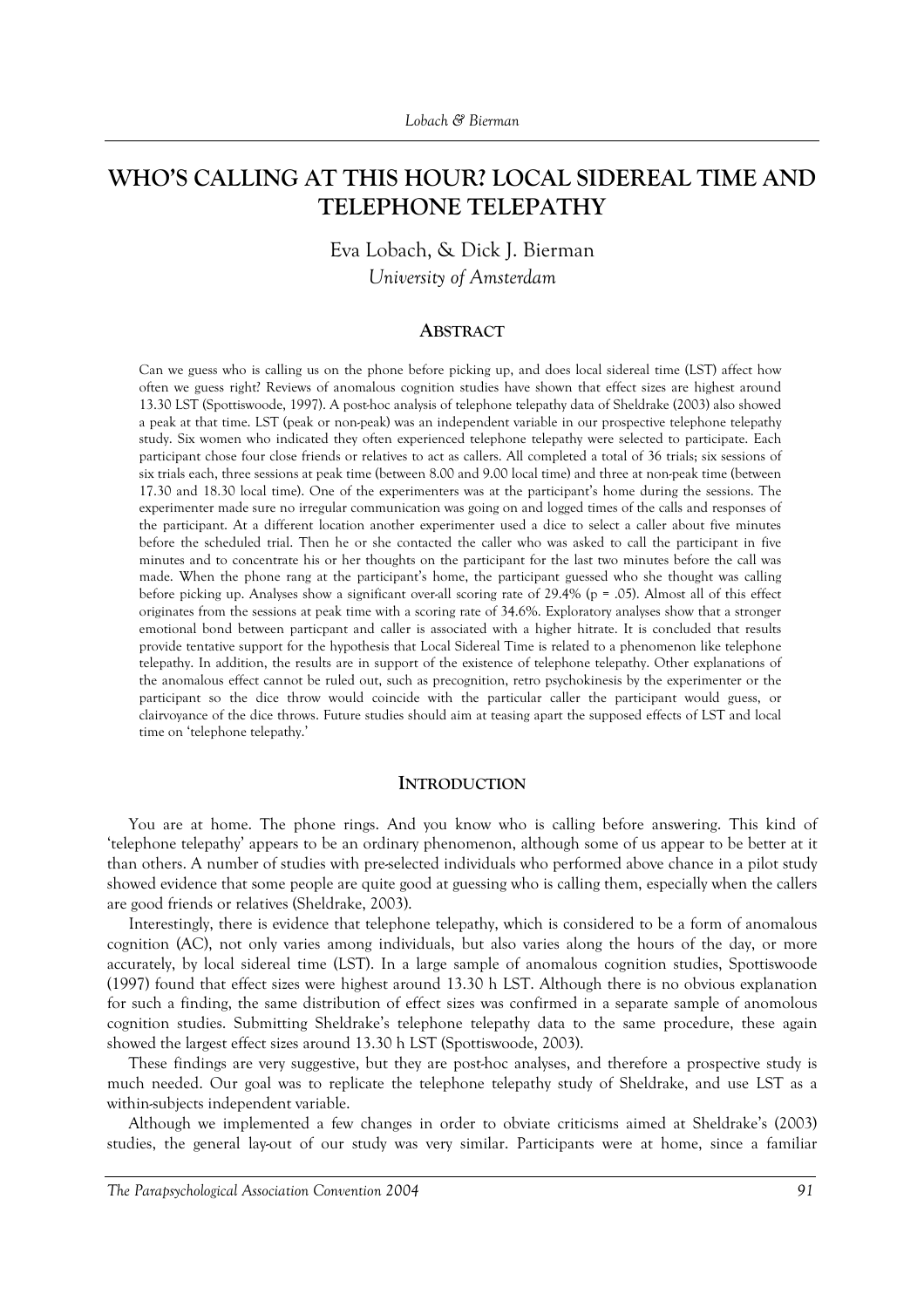# WHO'S CALLING AT THIS HOUR? LOCAL SIDEREAL TIME AND TELEPHONE TELEPATHY

Eva Lobach, & Dick J. Bierman

*University of Amsterdam*

## ABSTRACT

Can we guess who is calling us on the phone before picking up, and does local sidereal time (LST) affect how often we guess right? Reviews of anomalous cognition studies have shown that effect sizes are highest around 13.30 LST (Spottiswoode, 1997). A post-hoc analysis of telephone telepathy data of Sheldrake (2003) also showed a peak at that time. LST (peak or non-peak) was an independent variable in our prospective telephone telepathy study. Six women who indicated they often experienced telephone telepathy were selected to participate. Each participant chose four close friends or relatives to act as callers. All completed a total of 36 trials; six sessions of six trials each, three sessions at peak time (between 8.00 and 9.00 local time) and three at non-peak time (between 17.30 and 18.30 local time). One of the experimenters was at the participant's home during the sessions. The experimenter made sure no irregular communication was going on and logged times of the calls and responses of the participant. At a different location another experimenter used a dice to select a caller about five minutes before the scheduled trial. Then he or she contacted the caller who was asked to call the participant in five minutes and to concentrate his or her thoughts on the participant for the last two minutes before the call was made. When the phone rang at the participant's home, the participant guessed who she thought was calling before picking up. Analyses show a significant over-all scoring rate of 29.4% ($p = .05$). Almost all of this effect originates from the sessions at peak time with a scoring rate of 34.6%. Exploratory analyses show that a stronger emotional bond between particpant and caller is associated with a higher hitrate. It is concluded that results provide tentative support for the hypothesis that Local Sidereal Time is related to a phenomenon like telephone telepathy. In addition, the results are in support of the existence of telephone telepathy. Other explanations of the anomalous effect cannot be ruled out, such as precognition, retro psychokinesis by the experimenter or the participant so the dice throw would coincide with the particular caller the participant would guess, or clairvoyance of the dice throws. Future studies should aim at teasing apart the supposed effects of LST and local time on 'telephone telepathy.'

## INTRODUCTION

You are at home. The phone rings. And you know who is calling before answering. This kind of 'telephone telepathy' appears to be an ordinary phenomenon, although some of us appear to be better at it than others. A number of studies with pre-selected individuals who performed above chance in a pilot study showed evidence that some people are quite good at guessing who is calling them, especially when the callers are good friends or relatives (Sheldrake, 2003).

Interestingly, there is evidence that telephone telepathy, which is considered to be a form of anomalous cognition (AC), not only varies among individuals, but also varies along the hours of the day, or more accurately, by local sidereal time (LST). In a large sample of anomalous cognition studies, Spottiswoode (1997) found that effect sizes were highest around 13.30 h LST. Although there is no obvious explanation for such a finding, the same distribution of effect sizes was confirmed in a separate sample of anomolous cognition studies. Submitting Sheldrake's telephone telepathy data to the same procedure, these again showed the largest effect sizes around 13.30 h LST (Spottiswoode, 2003).

These findings are very suggestive, but they are post-hoc analyses, and therefore a prospective study is much needed. Our goal was to replicate the telephone telepathy study of Sheldrake, and use LST as a within-subjects independent variable.

Although we implemented a few changes in order to obviate criticisms aimed at Sheldrake's (2003) studies, the general lay-out of our study was very similar. Participants were at home, since a familiar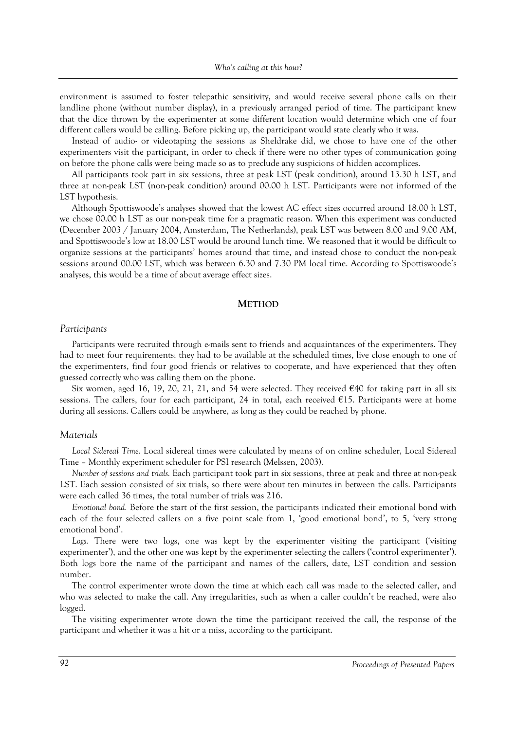environment is assumed to foster telepathic sensitivity, and would receive several phone calls on their landline phone (without number display), in a previously arranged period of time. The participant knew that the dice thrown by the experimenter at some different location would determine which one of four different callers would be calling. Before picking up, the participant would state clearly who it was.

Instead of audio- or videotaping the sessions as Sheldrake did, we chose to have one of the other experimenters visit the participant, in order to check if there were no other types of communication going on before the phone calls were being made so as to preclude any suspicions of hidden accomplices.

All participants took part in six sessions, three at peak LST (peak condition), around 13.30 h LST, and three at non-peak LST (non-peak condition) around 00.00 h LST. Participants were not informed of the LST hypothesis.

Although Spottiswoode's analyses showed that the lowest AC effect sizes occurred around 18.00 h LST, we chose 00.00 h LST as our non-peak time for a pragmatic reason. When this experiment was conducted (December 2003 / January 2004, Amsterdam, The Netherlands), peak LST was between 8.00 and 9.00 AM, and Spottiswoode's low at 18.00 LST would be around lunch time. We reasoned that it would be difficult to organize sessions at the participants' homes around that time, and instead chose to conduct the non-peak sessions around 00.00 LST, which was between 6.30 and 7.30 PM local time. According to Spottiswoode's analyses, this would be a time of about average effect sizes.

## METHOD

### *Participants*

Participants were recruited through e-mails sent to friends and acquaintances of the experimenters. They had to meet four requirements: they had to be available at the scheduled times, live close enough to one of the experimenters, find four good friends or relatives to cooperate, and have experienced that they often guessed correctly who was calling them on the phone.

Six women, aged 16, 19, 20, 21, 21, and 54 were selected. They received €40 for taking part in all six sessions. The callers, four for each participant, 24 in total, each received €15. Participants were at home during all sessions. Callers could be anywhere, as long as they could be reached by phone.

### *Materials*

*Local Sidereal Time.* Local sidereal times were calculated by means of on online scheduler, Local Sidereal Time – Monthly experiment scheduler for PSI research (Melssen, 2003).

*Number of sessions and trials.* Each participant took part in six sessions, three at peak and three at non-peak LST. Each session consisted of six trials, so there were about ten minutes in between the calls. Participants were each called 36 times, the total number of trials was 216.

*Emotional bond.* Before the start of the first session, the participants indicated their emotional bond with each of the four selected callers on a five point scale from 1, 'good emotional bond', to 5, 'very strong emotional bond'.

*Logs.* There were two logs, one was kept by the experimenter visiting the participant ('visiting experimenter'), and the other one was kept by the experimenter selecting the callers ('control experimenter'). Both logs bore the name of the participant and names of the callers, date, LST condition and session number.

The control experimenter wrote down the time at which each call was made to the selected caller, and who was selected to make the call. Any irregularities, such as when a caller couldn't be reached, were also logged.

The visiting experimenter wrote down the time the participant received the call, the response of the participant and whether it was a hit or a miss, according to the participant.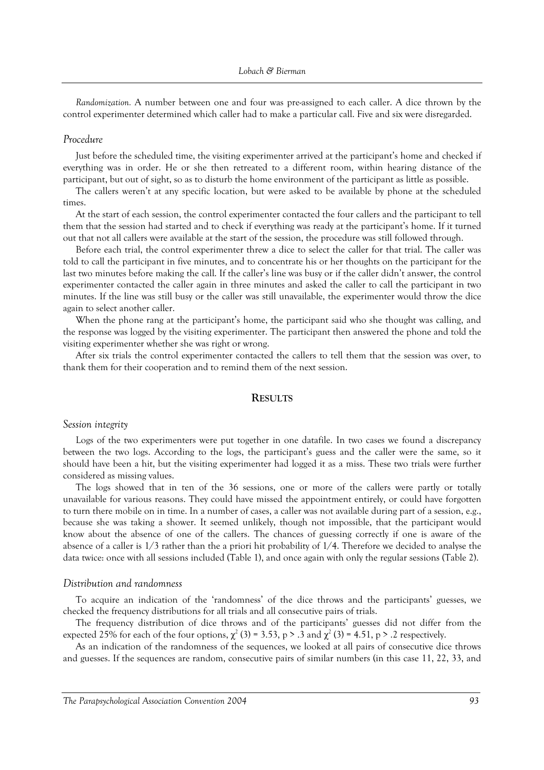*Randomization.* A number between one and four was pre-assigned to each caller. A dice thrown by the control experimenter determined which caller had to make a particular call. Five and six were disregarded.

### *Procedure*

Just before the scheduled time, the visiting experimenter arrived at the participant's home and checked if everything was in order. He or she then retreated to a different room, within hearing distance of the participant, but out of sight, so as to disturb the home environment of the participant as little as possible.

The callers weren't at any specific location, but were asked to be available by phone at the scheduled times.

At the start of each session, the control experimenter contacted the four callers and the participant to tell them that the session had started and to check if everything was ready at the participant's home. If it turned out that not all callers were available at the start of the session, the procedure was still followed through.

Before each trial, the control experimenter threw a dice to select the caller for that trial. The caller was told to call the participant in five minutes, and to concentrate his or her thoughts on the participant for the last two minutes before making the call. If the caller's line was busy or if the caller didn't answer, the control experimenter contacted the caller again in three minutes and asked the caller to call the participant in two minutes. If the line was still busy or the caller was still unavailable, the experimenter would throw the dice again to select another caller.

When the phone rang at the participant's home, the participant said who she thought was calling, and the response was logged by the visiting experimenter. The participant then answered the phone and told the visiting experimenter whether she was right or wrong.

After six trials the control experimenter contacted the callers to tell them that the session was over, to thank them for their cooperation and to remind them of the next session.

## RESULTS

### *Session integrity*

Logs of the two experimenters were put together in one datafile. In two cases we found a discrepancy between the two logs. According to the logs, the participant's guess and the caller were the same, so it should have been a hit, but the visiting experimenter had logged it as a miss. These two trials were further considered as missing values.

The logs showed that in ten of the 36 sessions, one or more of the callers were partly or totally unavailable for various reasons. They could have missed the appointment entirely, or could have forgotten to turn there mobile on in time. In a number of cases, a caller was not available during part of a session, e.g., because she was taking a shower. It seemed unlikely, though not impossible, that the participant would know about the absence of one of the callers. The chances of guessing correctly if one is aware of the absence of a caller is 1/3 rather than the a priori hit probability of 1/4. Therefore we decided to analyse the data twice: once with all sessions included (Table 1), and once again with only the regular sessions (Table 2).

### *Distribution and randomness*

To acquire an indication of the 'randomness' of the dice throws and the participants' guesses, we checked the frequency distributions for all trials and all consecutive pairs of trials.

The frequency distribution of dice throws and of the participants' guesses did not differ from the expected 25% for each of the four options, $\chi^2(3) = 3.53$, $p > .3$ and $\chi^2(3) = 4.51$, $p > .2$ respectively.

As an indication of the randomness of the sequences, we looked at all pairs of consecutive dice throws and guesses. If the sequences are random, consecutive pairs of similar numbers (in this case 11, 22, 33, and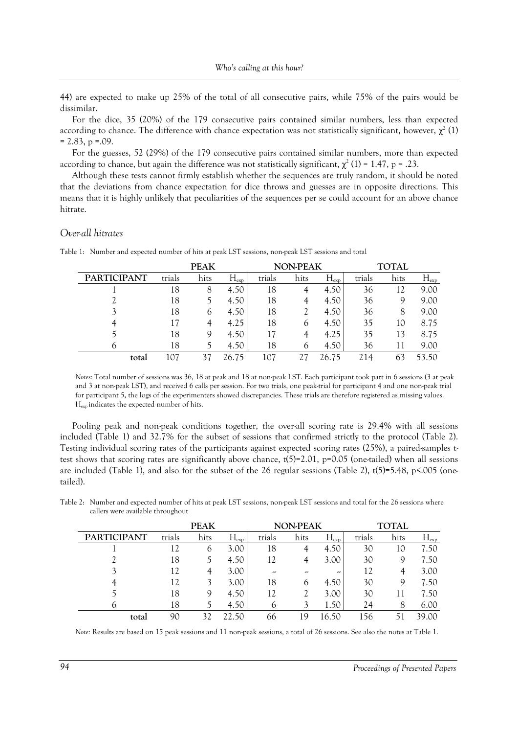44) are expected to make up 25% of the total of all consecutive pairs, while 75% of the pairs would be dissimilar.

For the dice, 35 (20%) of the 179 consecutive pairs contained similar numbers, less than expected according to chance. The difference with chance expectation was not statistically significant, however, $\chi^2$ (1) = 2.83, p =.09.

For the guesses, 52 (29%) of the 179 consecutive pairs contained similar numbers, more than expected according to chance, but again the difference was not statistically significant, $\chi^2$ (1) = 1.47, p = .23.

Although these tests cannot firmly establish whether the sequences are truly random, it should be noted that the deviations from chance expectation for dice throws and guesses are in opposite directions. This means that it is highly unlikely that peculiarities of the sequences per se could account for an above chance hitrate.

## *Over-all hitrates*

Table 1: Number and expected number of hits at peak LST sessions, non-peak LST sessions and total

| | PEAK | | | NON-PEAK | | | TOTAL | | |
|---|---|---|---|---|---|---|---|---|---|
| PARTICIPANT | trials | hits | $H_{exp}$ | trials | hits | $H_{exp}$ | trials | hits | $H_{exp}$ |
| 1 | 18 | 8 | 4.50 | 18 | 4 | 4.50 | 36 | 12 | 9.00 |
| 2 | 18 | 5 | 4.50 | 18 | 4 | 4.50 | 36 | 9 | 9.00 |
| 3 | 18 | 6 | 4.50 | 18 | 2 | 4.50 | 36 | 8 | 9.00 |
| 4 | 17 | 4 | 4.25 | 18 | 6 | 4.50 | 35 | 10 | 8.75 |
| 5 | 18 | 9 | 4.50 | 17 | 4 | 4.25 | 35 | 13 | 8.75 |
| 6 | 18 | 5 | 4.50 | 18 | 6 | 4.50 | 36 | 11 | 9.00 |
| total | 107 | 37 | 26.75 | 107 | 27 | 26.75 | 214 | 63 | 53.50 |

*Notes:* Total number of sessions was 36, 18 at peak and 18 at non-peak LST. Each participant took part in 6 sessions (3 at peak and 3 at non-peak LST), and received 6 calls per session. For two trials, one peak-trial for participant 4 and one non-peak trial for participant 5, the logs of the experimenters showed discrepancies. These trials are therefore registered as missing values. $H_{exp}$ indicates the expected number of hits.

Pooling peak and non-peak conditions together, the over-all scoring rate is 29.4% with all sessions included (Table 1) and 32.7% for the subset of sessions that confirmed strictly to the protocol (Table 2). Testing individual scoring rates of the participants against expected scoring rates (25%), a paired-samples t-test shows that scoring rates are significantly above chance, t(5)=2.01, p=0.05 (one-tailed) when all sessions are included (Table 1), and also for the subset of the 26 regular sessions (Table 2), t(5)=5.48, p<.005 (one-tailed).

Table 2: Number and expected number of hits at peak LST sessions, non-peak LST sessions and total for the 26 sessions where callers were available throughout

| | PEAK | | | NON-PEAK | | | TOTAL | | |
|---|---|---|---|---|---|---|---|---|---|
| PARTICIPANT | trials | hits | $H_{exp}$ | trials | hits | $H_{exp}$ | trials | hits | $H_{exp}$ |
| 1 | 12 | 6 | 3.00 | 18 | 4 | 4.50 | 30 | 10 | 7.50 |
| 2 | 18 | 5 | 4.50 | 12 | 4 | 3.00 | 30 | 9 | 7.50 |
| 3 | 12 | 4 | 3.00 | ~ | ~ | ~ | 12 | 4 | 3.00 |
| 4 | 12 | 3 | 3.00 | 18 | 6 | 4.50 | 30 | 9 | 7.50 |
| 5 | 18 | 9 | 4.50 | 12 | 2 | 3.00 | 30 | 11 | 7.50 |
| 6 | 18 | 5 | 4.50 | 6 | 3 | 1.50 | 24 | 8 | 6.00 |
| total | 90 | 32 | 22.50 | 66 | 19 | 16.50 | 156 | 51 | 39.00 |

*Note:* Results are based on 15 peak sessions and 11 non-peak sessions, a total of 26 sessions. See also the notes at Table 1.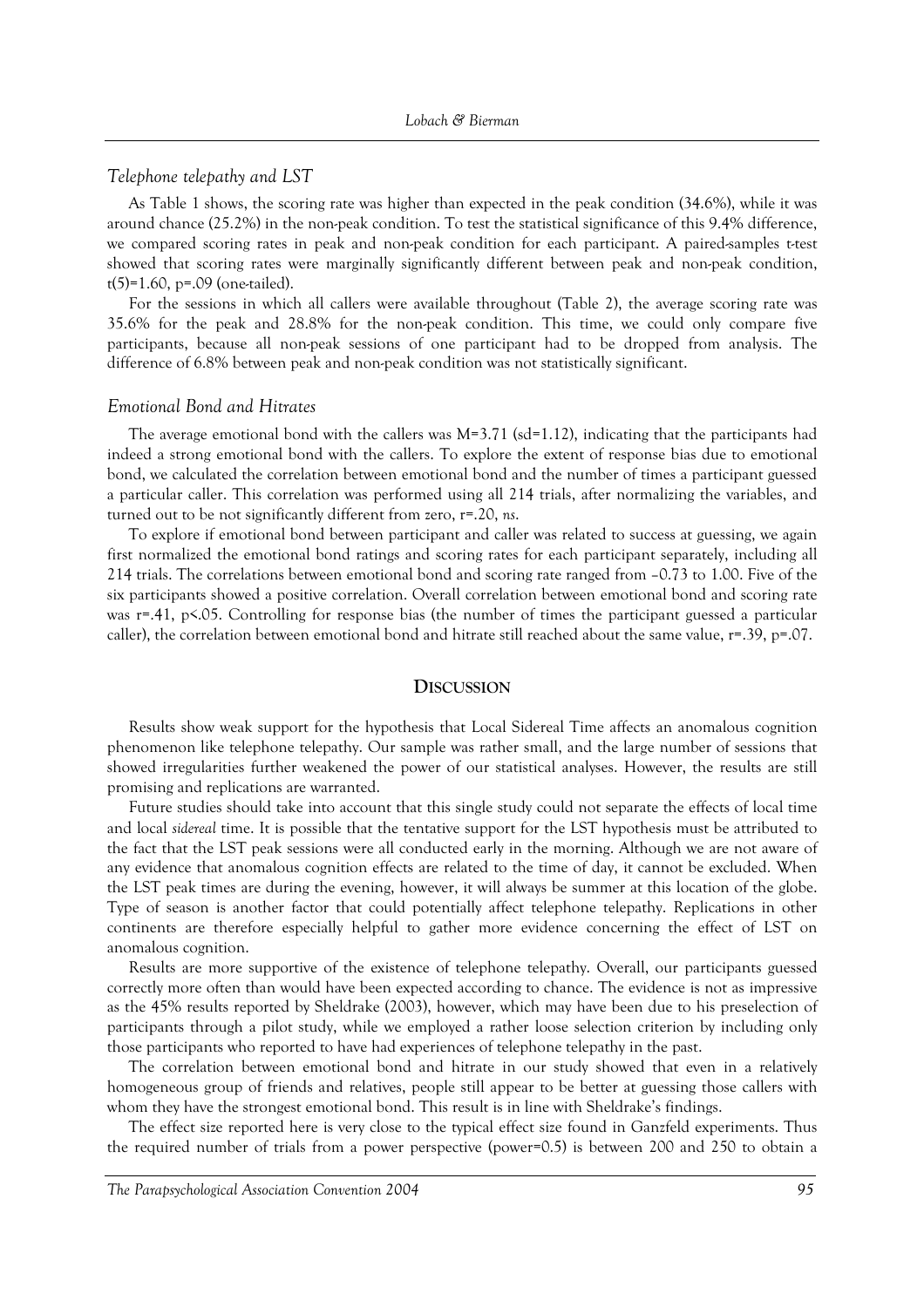### *Telephone telepathy and LST*

As Table 1 shows, the scoring rate was higher than expected in the peak condition (34.6%), while it was around chance (25.2%) in the non-peak condition. To test the statistical significance of this 9.4% difference, we compared scoring rates in peak and non-peak condition for each participant. A paired-samples t-test showed that scoring rates were marginally significantly different between peak and non-peak condition, $t(5)=1.60$, $p=.09$ (one-tailed).

For the sessions in which all callers were available throughout (Table 2), the average scoring rate was 35.6% for the peak and 28.8% for the non-peak condition. This time, we could only compare five participants, because all non-peak sessions of one participant had to be dropped from analysis. The difference of 6.8% between peak and non-peak condition was not statistically significant.

### *Emotional Bond and Hitrates*

The average emotional bond with the callers was $M=3.71$ ($sd=1.12$), indicating that the participants had indeed a strong emotional bond with the callers. To explore the extent of response bias due to emotional bond, we calculated the correlation between emotional bond and the number of times a participant guessed a particular caller. This correlation was performed using all 214 trials, after normalizing the variables, and turned out to be not significantly different from zero, $r=.20$, *ns*.

To explore if emotional bond between participant and caller was related to success at guessing, we again first normalized the emotional bond ratings and scoring rates for each participant separately, including all 214 trials. The correlations between emotional bond and scoring rate ranged from –0.73 to 1.00. Five of the six participants showed a positive correlation. Overall correlation between emotional bond and scoring rate was $r=.41$, $p<.05$. Controlling for response bias (the number of times the participant guessed a particular caller), the correlation between emotional bond and hitrate still reached about the same value, $r=.39$, $p=.07$.

## DISCUSSION

Results show weak support for the hypothesis that Local Sidereal Time affects an anomalous cognition phenomenon like telephone telepathy. Our sample was rather small, and the large number of sessions that showed irregularities further weakened the power of our statistical analyses. However, the results are still promising and replications are warranted.

Future studies should take into account that this single study could not separate the effects of local time and local *sidereal* time. It is possible that the tentative support for the LST hypothesis must be attributed to the fact that the LST peak sessions were all conducted early in the morning. Although we are not aware of any evidence that anomalous cognition effects are related to the time of day, it cannot be excluded. When the LST peak times are during the evening, however, it will always be summer at this location of the globe. Type of season is another factor that could potentially affect telephone telepathy. Replications in other continents are therefore especially helpful to gather more evidence concerning the effect of LST on anomalous cognition.

Results are more supportive of the existence of telephone telepathy. Overall, our participants guessed correctly more often than would have been expected according to chance. The evidence is not as impressive as the 45% results reported by Sheldrake (2003), however, which may have been due to his preselection of participants through a pilot study, while we employed a rather loose selection criterion by including only those participants who reported to have had experiences of telephone telepathy in the past.

The correlation between emotional bond and hitrate in our study showed that even in a relatively homogeneous group of friends and relatives, people still appear to be better at guessing those callers with whom they have the strongest emotional bond. This result is in line with Sheldrake's findings.

The effect size reported here is very close to the typical effect size found in Ganzfeld experiments. Thus the required number of trials from a power perspective (power=0.5) is between 200 and 250 to obtain a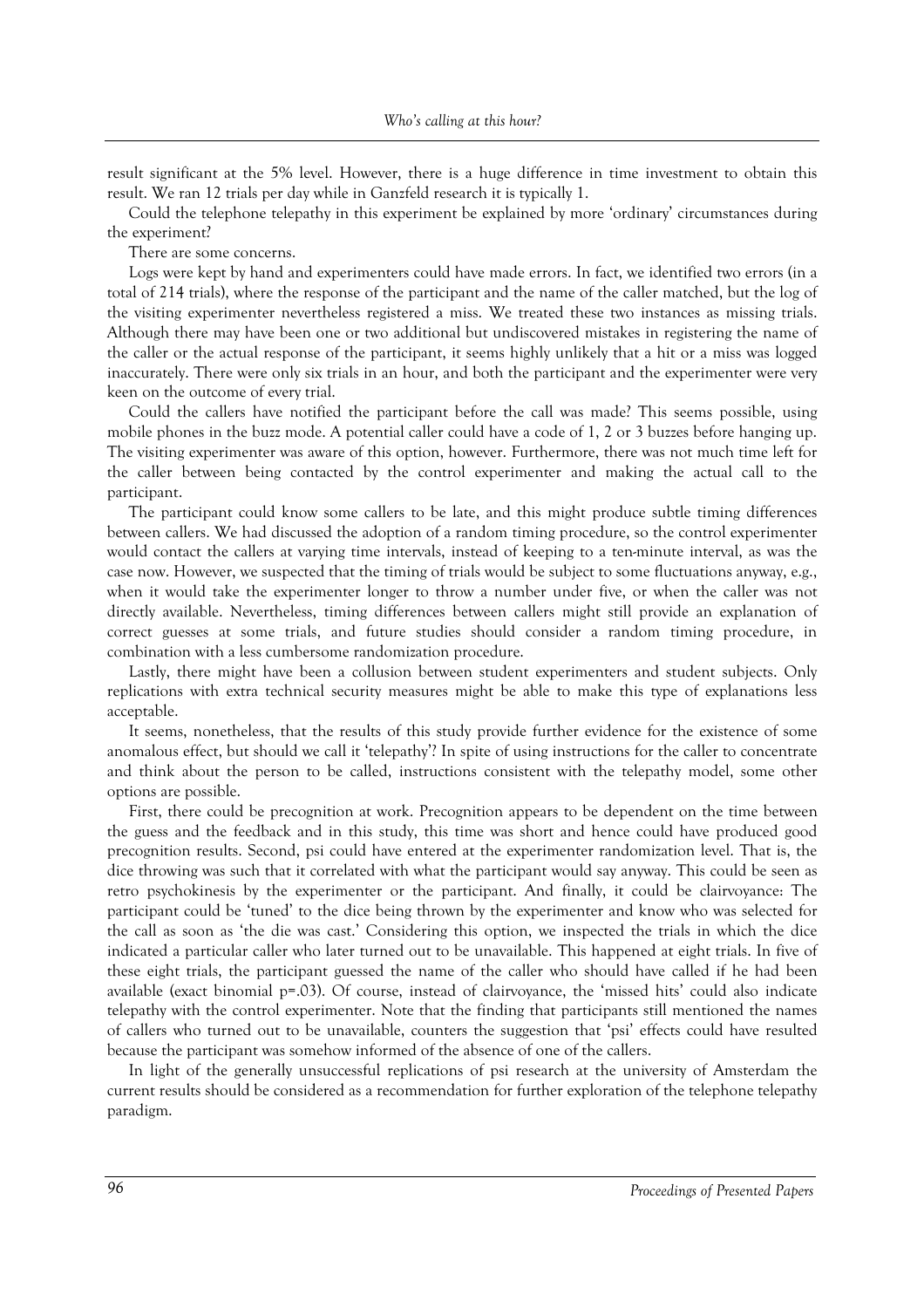result significant at the 5% level. However, there is a huge difference in time investment to obtain this result. We ran 12 trials per day while in Ganzfeld research it is typically 1.

Could the telephone telepathy in this experiment be explained by more 'ordinary' circumstances during the experiment?

There are some concerns.

Logs were kept by hand and experimenters could have made errors. In fact, we identified two errors (in a total of 214 trials), where the response of the participant and the name of the caller matched, but the log of the visiting experimenter nevertheless registered a miss. We treated these two instances as missing trials. Although there may have been one or two additional but undiscovered mistakes in registering the name of the caller or the actual response of the participant, it seems highly unlikely that a hit or a miss was logged inaccurately. There were only six trials in an hour, and both the participant and the experimenter were very keen on the outcome of every trial.

Could the callers have notified the participant before the call was made? This seems possible, using mobile phones in the buzz mode. A potential caller could have a code of 1, 2 or 3 buzzes before hanging up. The visiting experimenter was aware of this option, however. Furthermore, there was not much time left for the caller between being contacted by the control experimenter and making the actual call to the participant.

The participant could know some callers to be late, and this might produce subtle timing differences between callers. We had discussed the adoption of a random timing procedure, so the control experimenter would contact the callers at varying time intervals, instead of keeping to a ten-minute interval, as was the case now. However, we suspected that the timing of trials would be subject to some fluctuations anyway, e.g., when it would take the experimenter longer to throw a number under five, or when the caller was not directly available. Nevertheless, timing differences between callers might still provide an explanation of correct guesses at some trials, and future studies should consider a random timing procedure, in combination with a less cumbersome randomization procedure.

Lastly, there might have been a collusion between student experimenters and student subjects. Only replications with extra technical security measures might be able to make this type of explanations less acceptable.

It seems, nonetheless, that the results of this study provide further evidence for the existence of some anomalous effect, but should we call it 'telepathy'? In spite of using instructions for the caller to concentrate and think about the person to be called, instructions consistent with the telepathy model, some other options are possible.

First, there could be precognition at work. Precognition appears to be dependent on the time between the guess and the feedback and in this study, this time was short and hence could have produced good precognition results. Second, psi could have entered at the experimenter randomization level. That is, the dice throwing was such that it correlated with what the participant would say anyway. This could be seen as retro psychokinesis by the experimenter or the participant. And finally, it could be clairvoyance: The participant could be 'tuned' to the dice being thrown by the experimenter and know who was selected for the call as soon as 'the die was cast.' Considering this option, we inspected the trials in which the dice indicated a particular caller who later turned out to be unavailable. This happened at eight trials. In five of these eight trials, the participant guessed the name of the caller who should have called if he had been available (exact binomial $p=.03$). Of course, instead of clairvoyance, the 'missed hits' could also indicate telepathy with the control experimenter. Note that the finding that participants still mentioned the names of callers who turned out to be unavailable, counters the suggestion that 'psi' effects could have resulted because the participant was somehow informed of the absence of one of the callers.

In light of the generally unsuccessful replications of psi research at the university of Amsterdam the current results should be considered as a recommendation for further exploration of the telephone telepathy paradigm.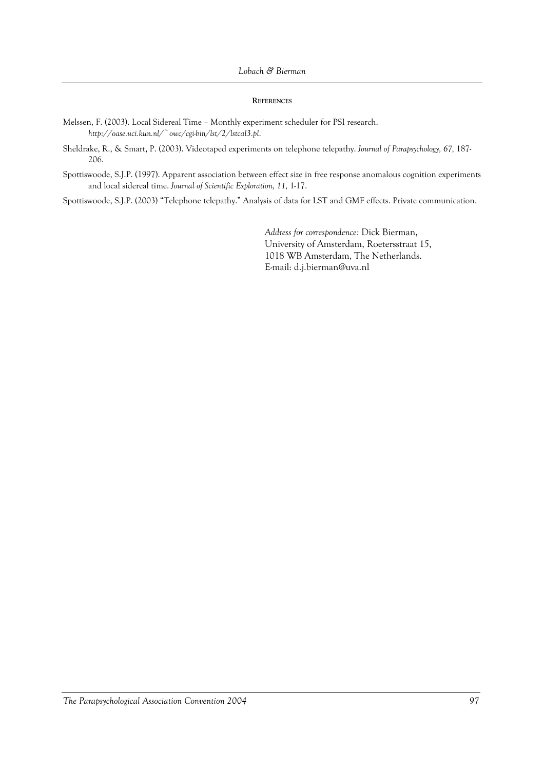## References

Melssen, F. (2003). Local Sidereal Time – Monthly experiment scheduler for PSI research. *http://oase.uci.kun.nl/~owc/cgi-bin/lst/2/lstcal3.pl.*

Sheldrake, R., & Smart, P. (2003). Videotaped experiments on telephone telepathy. *Journal of Parapsychology, 67,* 187-206.

Spottiswoode, S.J.P. (1997). Apparent association between effect size in free response anomalous cognition experiments and local sidereal time. *Journal of Scientific Exploration, 11,* 1-17.

Spottiswoode, S.J.P. (2003) "Telephone telepathy." Analysis of data for LST and GMF effects. Private communication.

*Address for correspondence:* Dick Bierman,
University of Amsterdam, Roetersstraat 15,
1018 WB Amsterdam, The Netherlands.
E-mail: d.j.bierman@uva.nl